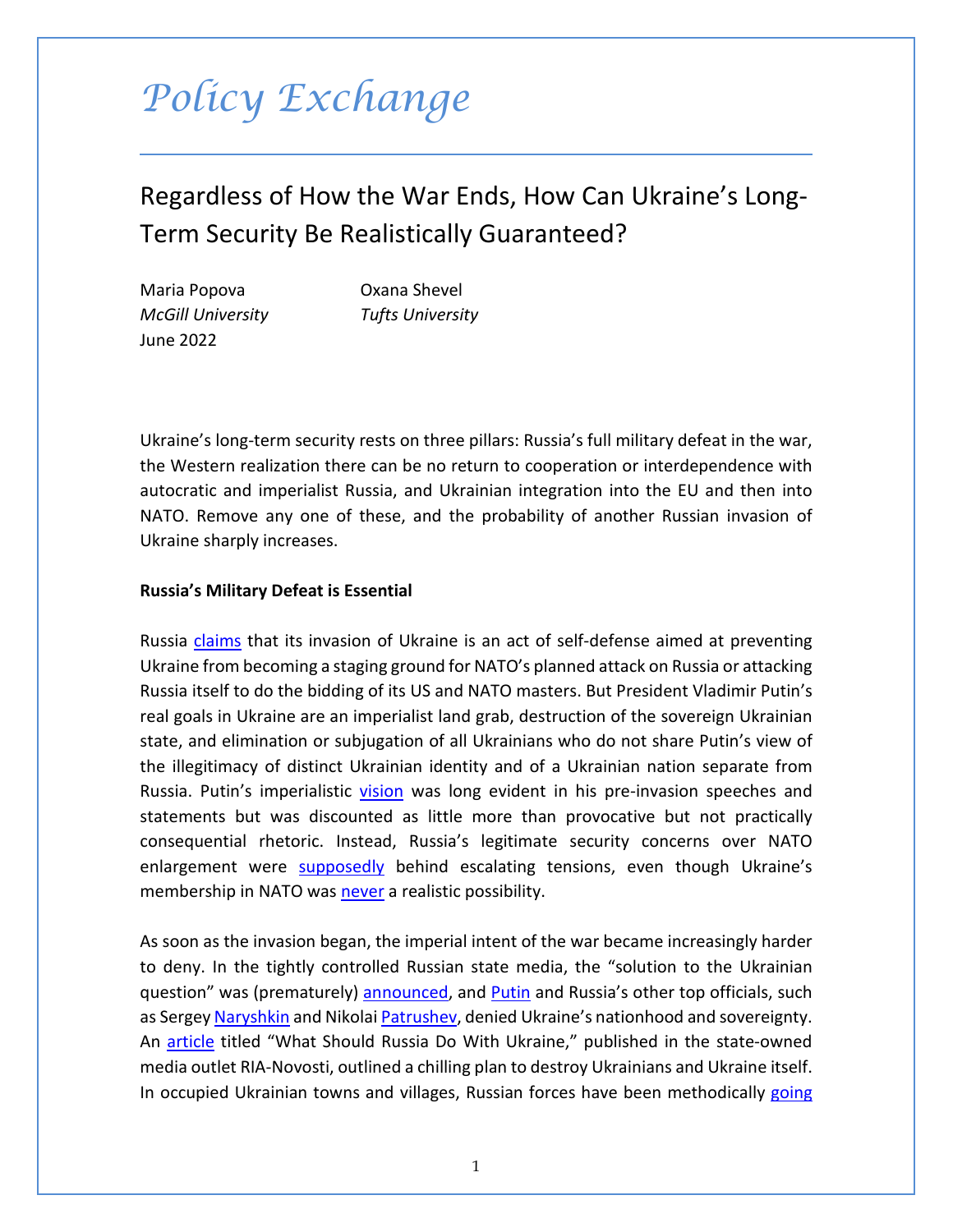# Policy Exchange

## Regardless of How the War Ends, How Can Ukraine's Long-Term Security Be Realistically Guaranteed?

Maria Popova
*McGill University*

Oxana Shevel
*Tufts University*

June 2022

Ukraine's long-term security rests on three pillars: Russia's full military defeat in the war, the Western realization there can be no return to cooperation or interdependence with autocratic and imperialist Russia, and Ukrainian integration into the EU and then into NATO. Remove any one of these, and the probability of another Russian invasion of Ukraine sharply increases.

**Russia's Military Defeat is Essential**

Russia claims that its invasion of Ukraine is an act of self-defense aimed at preventing Ukraine from becoming a staging ground for NATO's planned attack on Russia or attacking Russia itself to do the bidding of its US and NATO masters. But President Vladimir Putin's real goals in Ukraine are an imperialist land grab, destruction of the sovereign Ukrainian state, and elimination or subjugation of all Ukrainians who do not share Putin's view of the illegitimacy of distinct Ukrainian identity and of a Ukrainian nation separate from Russia. Putin's imperialistic vision was long evident in his pre-invasion speeches and statements but was discounted as little more than provocative but not practically consequential rhetoric. Instead, Russia's legitimate security concerns over NATO enlargement were supposedly behind escalating tensions, even though Ukraine's membership in NATO was never a realistic possibility.

As soon as the invasion began, the imperial intent of the war became increasingly harder to deny. In the tightly controlled Russian state media, the "solution to the Ukrainian question" was (prematurely) announced, and Putin and Russia's other top officials, such as Sergey Naryshkin and Nikolai Patrushev, denied Ukraine's nationhood and sovereignty. An article titled "What Should Russia Do With Ukraine," published in the state-owned media outlet RIA-Novosti, outlined a chilling plan to destroy Ukrainians and Ukraine itself. In occupied Ukrainian towns and villages, Russian forces have been methodically going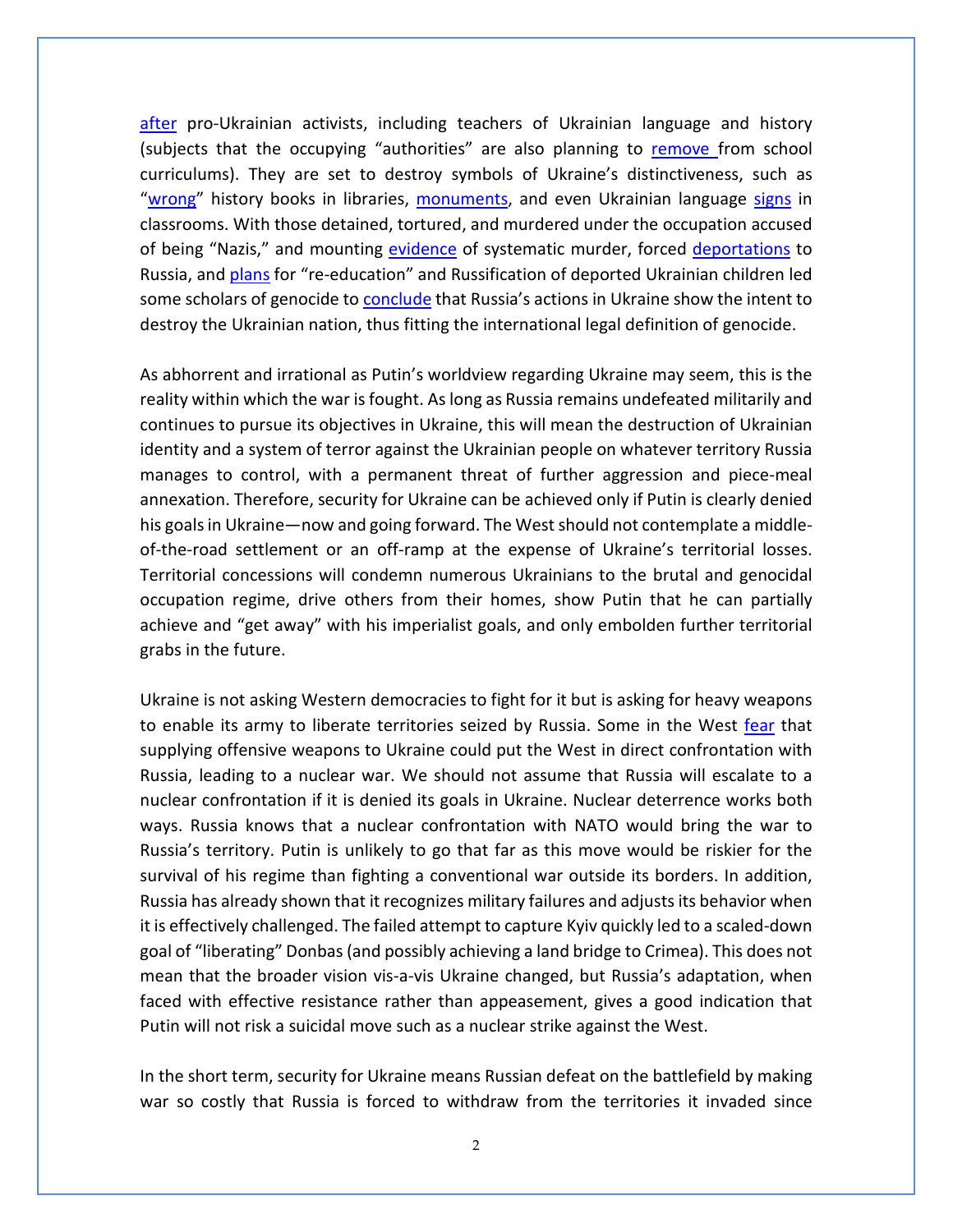after pro-Ukrainian activists, including teachers of Ukrainian language and history (subjects that the occupying "authorities" are also planning to remove from school curriculums). They are set to destroy symbols of Ukraine's distinctiveness, such as "wrong" history books in libraries, monuments, and even Ukrainian language signs in classrooms. With those detained, tortured, and murdered under the occupation accused of being "Nazis," and mounting evidence of systematic murder, forced deportations to Russia, and plans for "re-education" and Russification of deported Ukrainian children led some scholars of genocide to conclude that Russia's actions in Ukraine show the intent to destroy the Ukrainian nation, thus fitting the international legal definition of genocide.

As abhorrent and irrational as Putin's worldview regarding Ukraine may seem, this is the reality within which the war is fought. As long as Russia remains undefeated militarily and continues to pursue its objectives in Ukraine, this will mean the destruction of Ukrainian identity and a system of terror against the Ukrainian people on whatever territory Russia manages to control, with a permanent threat of further aggression and piece-meal annexation. Therefore, security for Ukraine can be achieved only if Putin is clearly denied his goals in Ukraine—now and going forward. The West should not contemplate a middle-of-the-road settlement or an off-ramp at the expense of Ukraine's territorial losses. Territorial concessions will condemn numerous Ukrainians to the brutal and genocidal occupation regime, drive others from their homes, show Putin that he can partially achieve and "get away" with his imperialist goals, and only embolden further territorial grabs in the future.

Ukraine is not asking Western democracies to fight for it but is asking for heavy weapons to enable its army to liberate territories seized by Russia. Some in the West fear that supplying offensive weapons to Ukraine could put the West in direct confrontation with Russia, leading to a nuclear war. We should not assume that Russia will escalate to a nuclear confrontation if it is denied its goals in Ukraine. Nuclear deterrence works both ways. Russia knows that a nuclear confrontation with NATO would bring the war to Russia's territory. Putin is unlikely to go that far as this move would be riskier for the survival of his regime than fighting a conventional war outside its borders. In addition, Russia has already shown that it recognizes military failures and adjusts its behavior when it is effectively challenged. The failed attempt to capture Kyiv quickly led to a scaled-down goal of "liberating" Donbas (and possibly achieving a land bridge to Crimea). This does not mean that the broader vision vis-a-vis Ukraine changed, but Russia's adaptation, when faced with effective resistance rather than appeasement, gives a good indication that Putin will not risk a suicidal move such as a nuclear strike against the West.

In the short term, security for Ukraine means Russian defeat on the battlefield by making war so costly that Russia is forced to withdraw from the territories it invaded since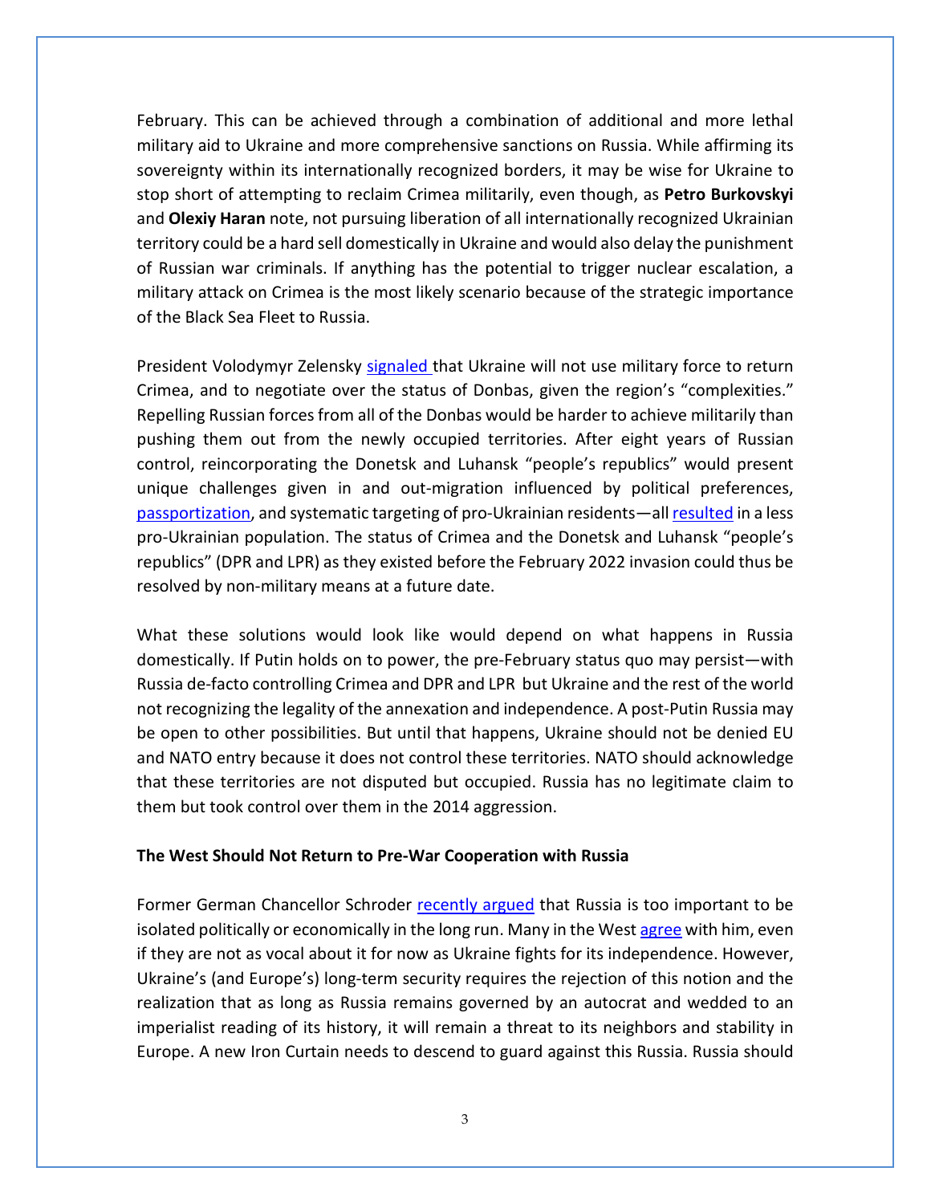February. This can be achieved through a combination of additional and more lethal military aid to Ukraine and more comprehensive sanctions on Russia. While affirming its sovereignty within its internationally recognized borders, it may be wise for Ukraine to stop short of attempting to reclaim Crimea militarily, even though, as **Petro Burkovskyi** and **Olexiy Haran** note, not pursuing liberation of all internationally recognized Ukrainian territory could be a hard sell domestically in Ukraine and would also delay the punishment of Russian war criminals. If anything has the potential to trigger nuclear escalation, a military attack on Crimea is the most likely scenario because of the strategic importance of the Black Sea Fleet to Russia.

President Volodymyr Zelensky signaled that Ukraine will not use military force to return Crimea, and to negotiate over the status of Donbas, given the region's "complexities." Repelling Russian forces from all of the Donbas would be harder to achieve militarily than pushing them out from the newly occupied territories. After eight years of Russian control, reincorporating the Donetsk and Luhansk "people's republics" would present unique challenges given in and out-migration influenced by political preferences, passportization, and systematic targeting of pro-Ukrainian residents—all resulted in a less pro-Ukrainian population. The status of Crimea and the Donetsk and Luhansk "people's republics" (DPR and LPR) as they existed before the February 2022 invasion could thus be resolved by non-military means at a future date.

What these solutions would look like would depend on what happens in Russia domestically. If Putin holds on to power, the pre-February status quo may persist—with Russia de-facto controlling Crimea and DPR and LPR but Ukraine and the rest of the world not recognizing the legality of the annexation and independence. A post-Putin Russia may be open to other possibilities. But until that happens, Ukraine should not be denied EU and NATO entry because it does not control these territories. NATO should acknowledge that these territories are not disputed but occupied. Russia has no legitimate claim to them but took control over them in the 2014 aggression.

**The West Should Not Return to Pre-War Cooperation with Russia**

Former German Chancellor Schroder recently argued that Russia is too important to be isolated politically or economically in the long run. Many in the West agree with him, even if they are not as vocal about it for now as Ukraine fights for its independence. However, Ukraine's (and Europe's) long-term security requires the rejection of this notion and the realization that as long as Russia remains governed by an autocrat and wedded to an imperialist reading of its history, it will remain a threat to its neighbors and stability in Europe. A new Iron Curtain needs to descend to guard against this Russia. Russia should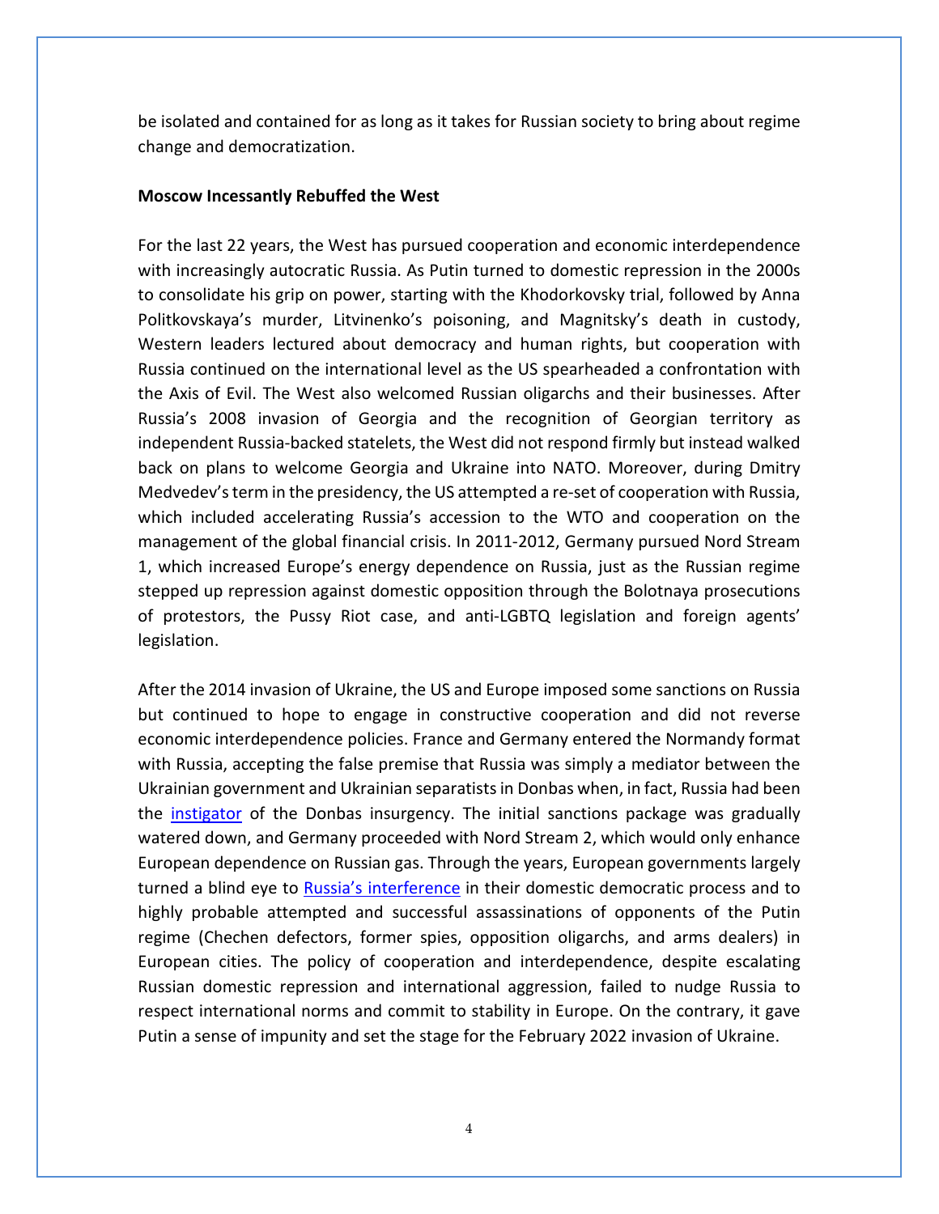be isolated and contained for as long as it takes for Russian society to bring about regime change and democratization.

**Moscow Incessantly Rebuffed the West**

For the last 22 years, the West has pursued cooperation and economic interdependence with increasingly autocratic Russia. As Putin turned to domestic repression in the 2000s to consolidate his grip on power, starting with the Khodorkovsky trial, followed by Anna Politkovskaya's murder, Litvinenko's poisoning, and Magnitsky's death in custody, Western leaders lectured about democracy and human rights, but cooperation with Russia continued on the international level as the US spearheaded a confrontation with the Axis of Evil. The West also welcomed Russian oligarchs and their businesses. After Russia's 2008 invasion of Georgia and the recognition of Georgian territory as independent Russia-backed statelets, the West did not respond firmly but instead walked back on plans to welcome Georgia and Ukraine into NATO. Moreover, during Dmitry Medvedev's term in the presidency, the US attempted a re-set of cooperation with Russia, which included accelerating Russia's accession to the WTO and cooperation on the management of the global financial crisis. In 2011-2012, Germany pursued Nord Stream 1, which increased Europe's energy dependence on Russia, just as the Russian regime stepped up repression against domestic opposition through the Bolotnaya prosecutions of protestors, the Pussy Riot case, and anti-LGBTQ legislation and foreign agents' legislation.

After the 2014 invasion of Ukraine, the US and Europe imposed some sanctions on Russia but continued to hope to engage in constructive cooperation and did not reverse economic interdependence policies. France and Germany entered the Normandy format with Russia, accepting the false premise that Russia was simply a mediator between the Ukrainian government and Ukrainian separatists in Donbas when, in fact, Russia had been the instigator of the Donbas insurgency. The initial sanctions package was gradually watered down, and Germany proceeded with Nord Stream 2, which would only enhance European dependence on Russian gas. Through the years, European governments largely turned a blind eye to Russia's interference in their domestic democratic process and to highly probable attempted and successful assassinations of opponents of the Putin regime (Chechen defectors, former spies, opposition oligarchs, and arms dealers) in European cities. The policy of cooperation and interdependence, despite escalating Russian domestic repression and international aggression, failed to nudge Russia to respect international norms and commit to stability in Europe. On the contrary, it gave Putin a sense of impunity and set the stage for the February 2022 invasion of Ukraine.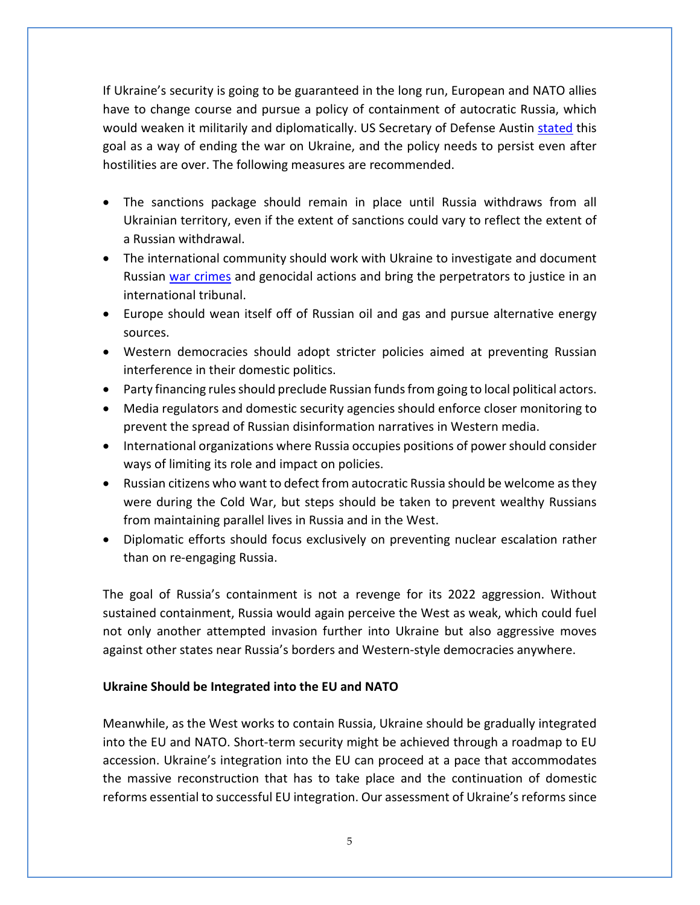If Ukraine's security is going to be guaranteed in the long run, European and NATO allies have to change course and pursue a policy of containment of autocratic Russia, which would weaken it militarily and diplomatically. US Secretary of Defense Austin stated this goal as a way of ending the war on Ukraine, and the policy needs to persist even after hostilities are over. The following measures are recommended.

- The sanctions package should remain in place until Russia withdraws from all Ukrainian territory, even if the extent of sanctions could vary to reflect the extent of a Russian withdrawal.
- The international community should work with Ukraine to investigate and document Russian war crimes and genocidal actions and bring the perpetrators to justice in an international tribunal.
- Europe should wean itself off of Russian oil and gas and pursue alternative energy sources.
- Western democracies should adopt stricter policies aimed at preventing Russian interference in their domestic politics.
- Party financing rules should preclude Russian funds from going to local political actors.
- Media regulators and domestic security agencies should enforce closer monitoring to prevent the spread of Russian disinformation narratives in Western media.
- International organizations where Russia occupies positions of power should consider ways of limiting its role and impact on policies.
- Russian citizens who want to defect from autocratic Russia should be welcome as they were during the Cold War, but steps should be taken to prevent wealthy Russians from maintaining parallel lives in Russia and in the West.
- Diplomatic efforts should focus exclusively on preventing nuclear escalation rather than on re-engaging Russia.

The goal of Russia's containment is not a revenge for its 2022 aggression. Without sustained containment, Russia would again perceive the West as weak, which could fuel not only another attempted invasion further into Ukraine but also aggressive moves against other states near Russia's borders and Western-style democracies anywhere.

**Ukraine Should be Integrated into the EU and NATO**

Meanwhile, as the West works to contain Russia, Ukraine should be gradually integrated into the EU and NATO. Short-term security might be achieved through a roadmap to EU accession. Ukraine's integration into the EU can proceed at a pace that accommodates the massive reconstruction that has to take place and the continuation of domestic reforms essential to successful EU integration. Our assessment of Ukraine's reforms since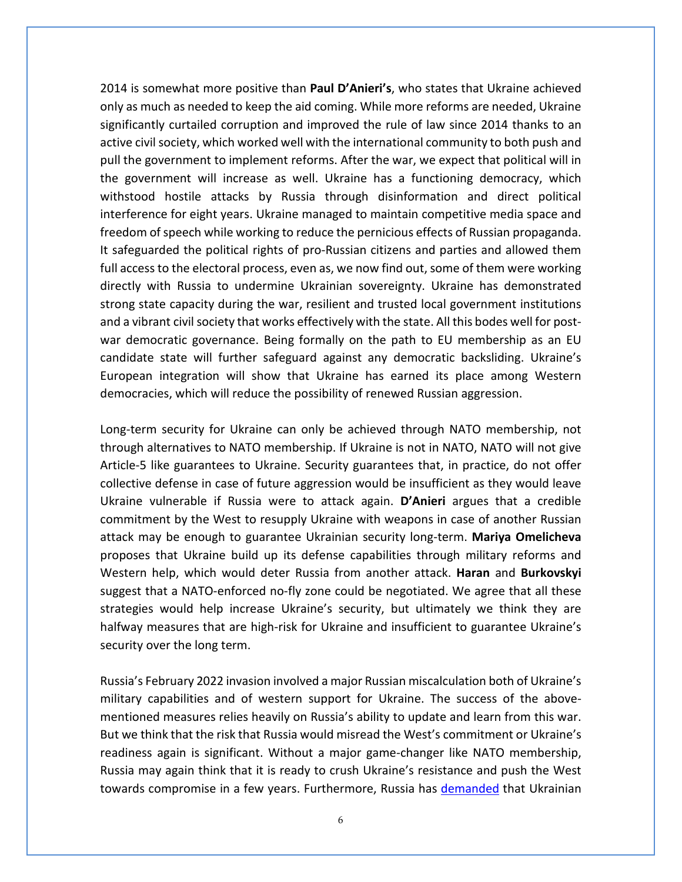2014 is somewhat more positive than **Paul D'Anieri's**, who states that Ukraine achieved only as much as needed to keep the aid coming. While more reforms are needed, Ukraine significantly curtailed corruption and improved the rule of law since 2014 thanks to an active civil society, which worked well with the international community to both push and pull the government to implement reforms. After the war, we expect that political will in the government will increase as well. Ukraine has a functioning democracy, which withstood hostile attacks by Russia through disinformation and direct political interference for eight years. Ukraine managed to maintain competitive media space and freedom of speech while working to reduce the pernicious effects of Russian propaganda. It safeguarded the political rights of pro-Russian citizens and parties and allowed them full access to the electoral process, even as, we now find out, some of them were working directly with Russia to undermine Ukrainian sovereignty. Ukraine has demonstrated strong state capacity during the war, resilient and trusted local government institutions and a vibrant civil society that works effectively with the state. All this bodes well for post-war democratic governance. Being formally on the path to EU membership as an EU candidate state will further safeguard against any democratic backsliding. Ukraine's European integration will show that Ukraine has earned its place among Western democracies, which will reduce the possibility of renewed Russian aggression.

Long-term security for Ukraine can only be achieved through NATO membership, not through alternatives to NATO membership. If Ukraine is not in NATO, NATO will not give Article-5 like guarantees to Ukraine. Security guarantees that, in practice, do not offer collective defense in case of future aggression would be insufficient as they would leave Ukraine vulnerable if Russia were to attack again. **D'Anieri** argues that a credible commitment by the West to resupply Ukraine with weapons in case of another Russian attack may be enough to guarantee Ukrainian security long-term. **Mariya Omelicheva** proposes that Ukraine build up its defense capabilities through military reforms and Western help, which would deter Russia from another attack. **Haran** and **Burkovskyi** suggest that a NATO-enforced no-fly zone could be negotiated. We agree that all these strategies would help increase Ukraine's security, but ultimately we think they are halfway measures that are high-risk for Ukraine and insufficient to guarantee Ukraine's security over the long term.

Russia's February 2022 invasion involved a major Russian miscalculation both of Ukraine's military capabilities and of western support for Ukraine. The success of the above-mentioned measures relies heavily on Russia's ability to update and learn from this war. But we think that the risk that Russia would misread the West's commitment or Ukraine's readiness again is significant. Without a major game-changer like NATO membership, Russia may again think that it is ready to crush Ukraine's resistance and push the West towards compromise in a few years. Furthermore, Russia has [demanded] that Ukrainian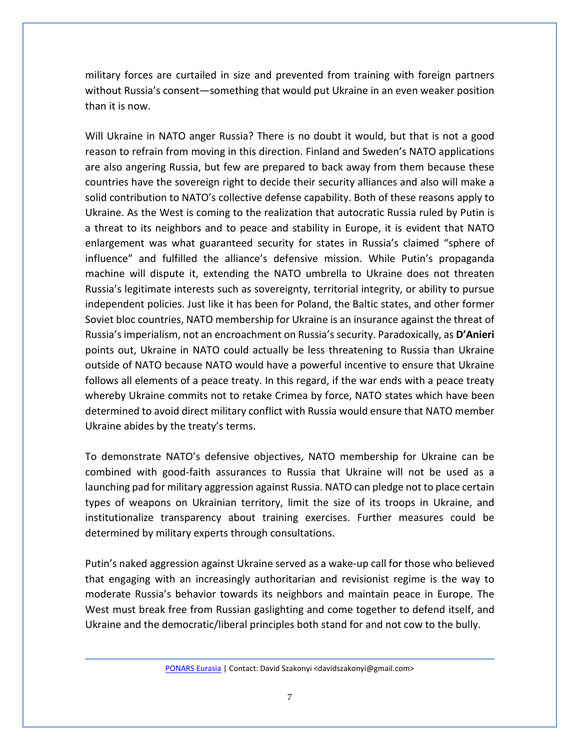military forces are curtailed in size and prevented from training with foreign partners without Russia's consent—something that would put Ukraine in an even weaker position than it is now.

Will Ukraine in NATO anger Russia? There is no doubt it would, but that is not a good reason to refrain from moving in this direction. Finland and Sweden's NATO applications are also angering Russia, but few are prepared to back away from them because these countries have the sovereign right to decide their security alliances and also will make a solid contribution to NATO's collective defense capability. Both of these reasons apply to Ukraine. As the West is coming to the realization that autocratic Russia ruled by Putin is a threat to its neighbors and to peace and stability in Europe, it is evident that NATO enlargement was what guaranteed security for states in Russia's claimed "sphere of influence" and fulfilled the alliance's defensive mission. While Putin's propaganda machine will dispute it, extending the NATO umbrella to Ukraine does not threaten Russia's legitimate interests such as sovereignty, territorial integrity, or ability to pursue independent policies. Just like it has been for Poland, the Baltic states, and other former Soviet bloc countries, NATO membership for Ukraine is an insurance against the threat of Russia's imperialism, not an encroachment on Russia's security. Paradoxically, as **D'Anieri** points out, Ukraine in NATO could actually be less threatening to Russia than Ukraine outside of NATO because NATO would have a powerful incentive to ensure that Ukraine follows all elements of a peace treaty. In this regard, if the war ends with a peace treaty whereby Ukraine commits not to retake Crimea by force, NATO states which have been determined to avoid direct military conflict with Russia would ensure that NATO member Ukraine abides by the treaty's terms.

To demonstrate NATO's defensive objectives, NATO membership for Ukraine can be combined with good-faith assurances to Russia that Ukraine will not be used as a launching pad for military aggression against Russia. NATO can pledge not to place certain types of weapons on Ukrainian territory, limit the size of its troops in Ukraine, and institutionalize transparency about training exercises. Further measures could be determined by military experts through consultations.

Putin's naked aggression against Ukraine served as a wake-up call for those who believed that engaging with an increasingly authoritarian and revisionist regime is the way to moderate Russia's behavior towards its neighbors and maintain peace in Europe. The West must break free from Russian gaslighting and come together to defend itself, and Ukraine and the democratic/liberal principles both stand for and not cow to the bully.

PONARS Eurasia | Contact: David Szakonyi <davidszakonyi@gmail.com>